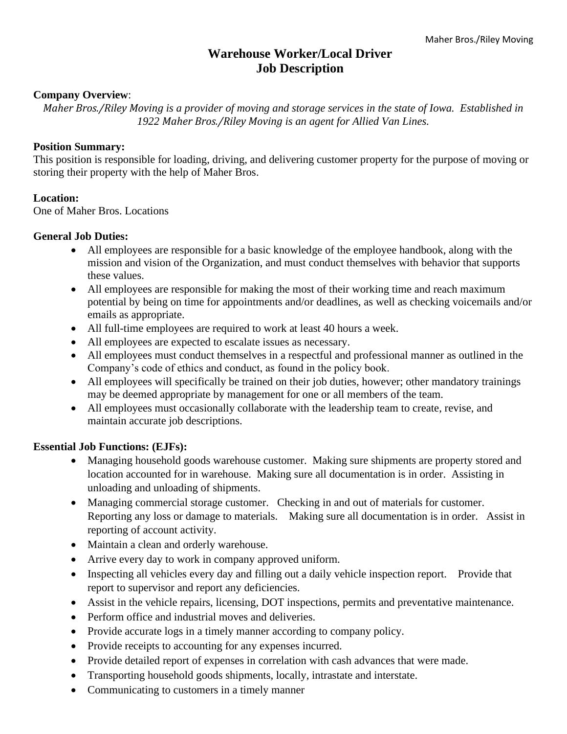# Warehouse Worker/Local Driver
# Job Description

**Company Overview**:

*Maher Bros./Riley Moving is a provider of moving and storage services in the state of Iowa. Established in 1922 Maher Bros./Riley Moving is an agent for Allied Van Lines.*

**Position Summary:**

This position is responsible for loading, driving, and delivering customer property for the purpose of moving or storing their property with the help of Maher Bros.

**Location:**

One of Maher Bros. Locations

**General Job Duties:**

- All employees are responsible for a basic knowledge of the employee handbook, along with the mission and vision of the Organization, and must conduct themselves with behavior that supports these values.
- All employees are responsible for making the most of their working time and reach maximum potential by being on time for appointments and/or deadlines, as well as checking voicemails and/or emails as appropriate.
- All full-time employees are required to work at least 40 hours a week.
- All employees are expected to escalate issues as necessary.
- All employees must conduct themselves in a respectful and professional manner as outlined in the Company's code of ethics and conduct, as found in the policy book.
- All employees will specifically be trained on their job duties, however; other mandatory trainings may be deemed appropriate by management for one or all members of the team.
- All employees must occasionally collaborate with the leadership team to create, revise, and maintain accurate job descriptions.

**Essential Job Functions: (EJFs):**

- Managing household goods warehouse customer. Making sure shipments are property stored and location accounted for in warehouse. Making sure all documentation is in order. Assisting in unloading and unloading of shipments.
- Managing commercial storage customer. Checking in and out of materials for customer. Reporting any loss or damage to materials. Making sure all documentation is in order. Assist in reporting of account activity.
- Maintain a clean and orderly warehouse.
- Arrive every day to work in company approved uniform.
- Inspecting all vehicles every day and filling out a daily vehicle inspection report. Provide that report to supervisor and report any deficiencies.
- Assist in the vehicle repairs, licensing, DOT inspections, permits and preventative maintenance.
- Perform office and industrial moves and deliveries.
- Provide accurate logs in a timely manner according to company policy.
- Provide receipts to accounting for any expenses incurred.
- Provide detailed report of expenses in correlation with cash advances that were made.
- Transporting household goods shipments, locally, intrastate and interstate.
- Communicating to customers in a timely manner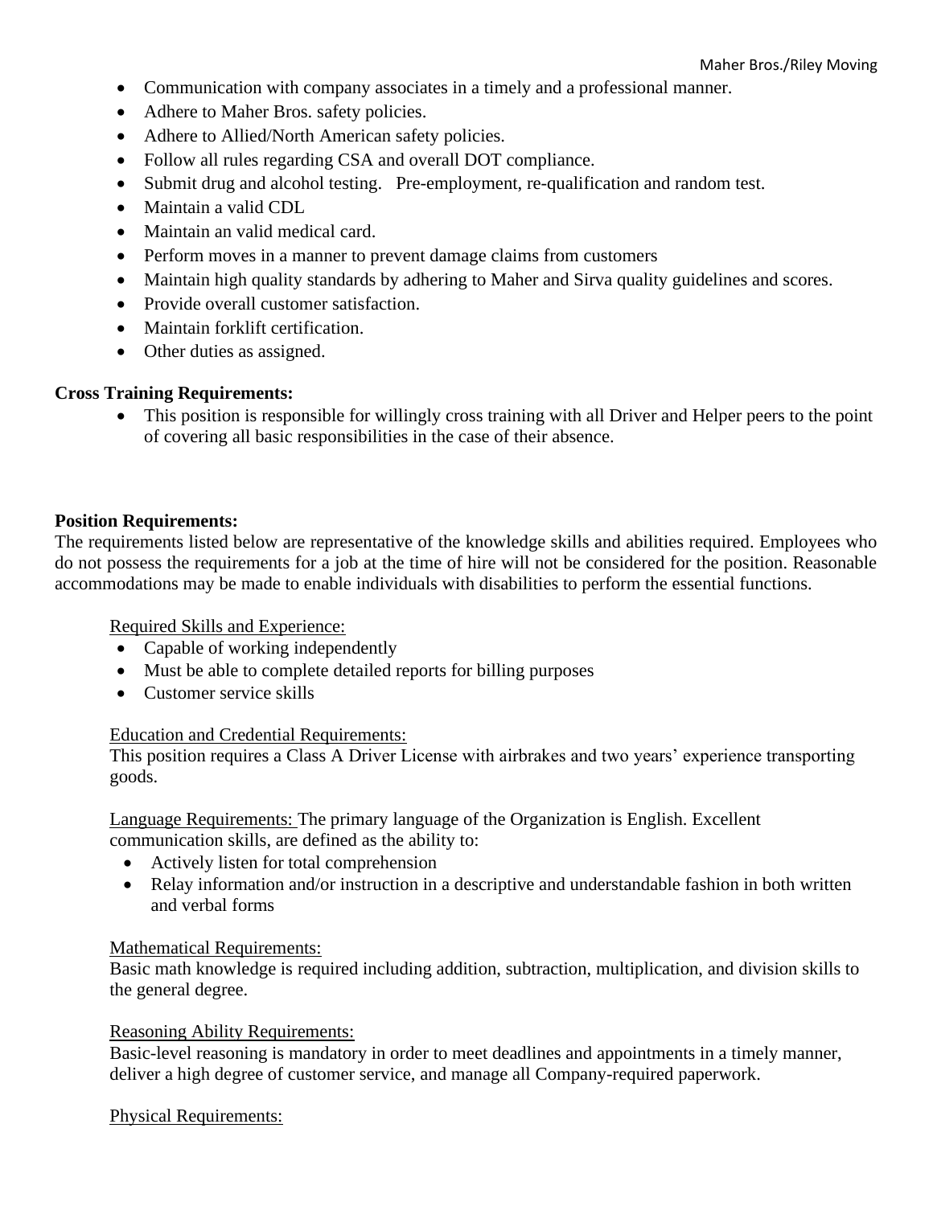- Communication with company associates in a timely and a professional manner.
- Adhere to Maher Bros. safety policies.
- Adhere to Allied/North American safety policies.
- Follow all rules regarding CSA and overall DOT compliance.
- Submit drug and alcohol testing. Pre-employment, re-qualification and random test.
- Maintain a valid CDL
- Maintain an valid medical card.
- Perform moves in a manner to prevent damage claims from customers
- Maintain high quality standards by adhering to Maher and Sirva quality guidelines and scores.
- Provide overall customer satisfaction.
- Maintain forklift certification.
- Other duties as assigned.

**Cross Training Requirements:**

- This position is responsible for willingly cross training with all Driver and Helper peers to the point of covering all basic responsibilities in the case of their absence.

**Position Requirements:**

The requirements listed below are representative of the knowledge skills and abilities required. Employees who do not possess the requirements for a job at the time of hire will not be considered for the position. Reasonable accommodations may be made to enable individuals with disabilities to perform the essential functions.

Required Skills and Experience:

- Capable of working independently
- Must be able to complete detailed reports for billing purposes
- Customer service skills

Education and Credential Requirements:

This position requires a Class A Driver License with airbrakes and two years' experience transporting goods.

Language Requirements: The primary language of the Organization is English. Excellent communication skills, are defined as the ability to:

- Actively listen for total comprehension
- Relay information and/or instruction in a descriptive and understandable fashion in both written and verbal forms

Mathematical Requirements:

Basic math knowledge is required including addition, subtraction, multiplication, and division skills to the general degree.

Reasoning Ability Requirements:

Basic-level reasoning is mandatory in order to meet deadlines and appointments in a timely manner, deliver a high degree of customer service, and manage all Company-required paperwork.

Physical Requirements: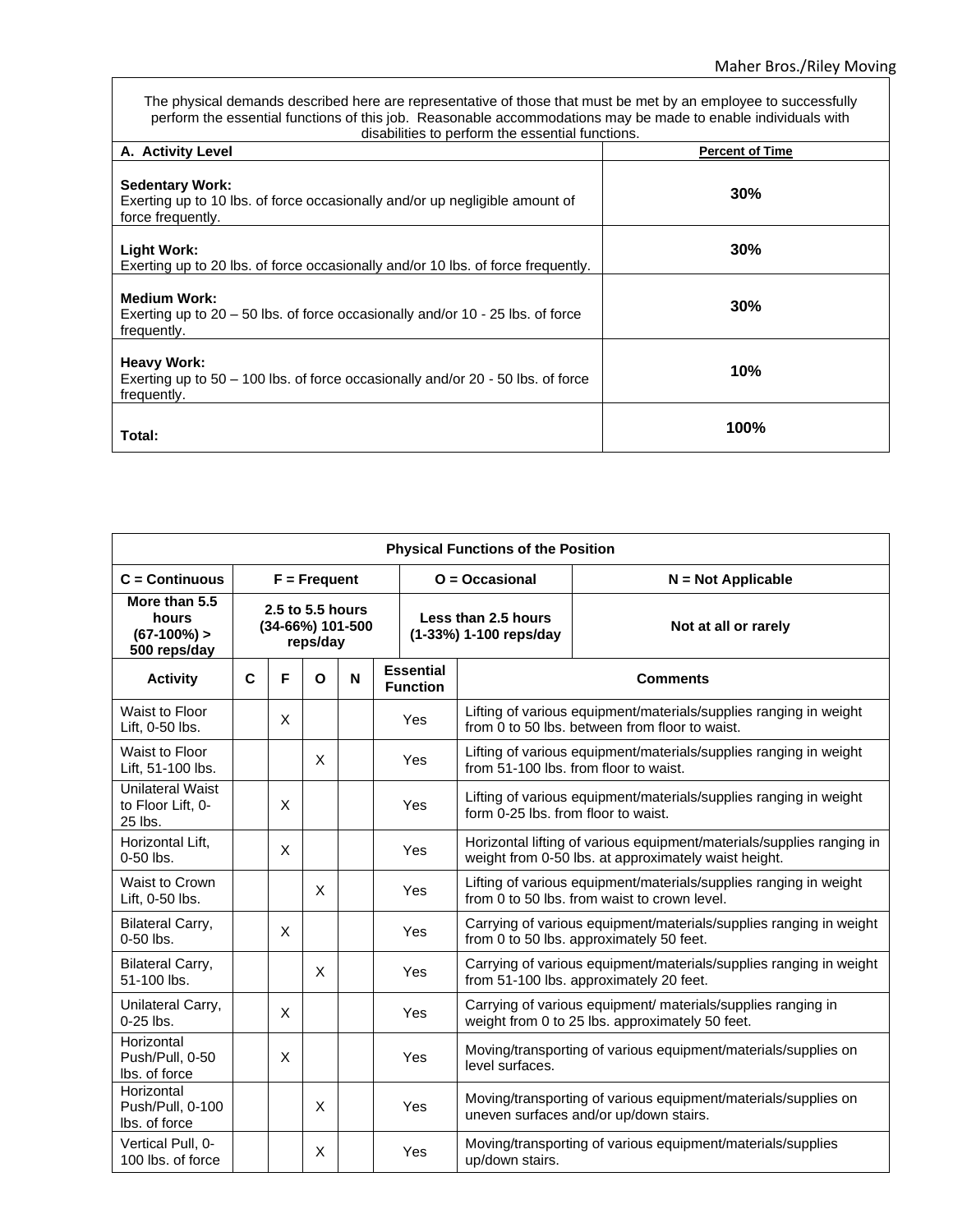The physical demands described here are representative of those that must be met by an employee to successfully perform the essential functions of this job. Reasonable accommodations may be made to enable individuals with disabilities to perform the essential functions.

| A. Activity Level | Percent of Time |
|---|---|
| **Sedentary Work:** Exerting up to 10 lbs. of force occasionally and/or up negligible amount of force frequently. | 30% |
| **Light Work:** Exerting up to 20 lbs. of force occasionally and/or 10 lbs. of force frequently. | 30% |
| **Medium Work:** Exerting up to 20 – 50 lbs. of force occasionally and/or 10 - 25 lbs. of force frequently. | 30% |
| **Heavy Work:** Exerting up to 50 – 100 lbs. of force occasionally and/or 20 - 50 lbs. of force frequently. | 10% |
| **Total:** | 100% |

**Physical Functions of the Position**

| C = Continuous | F = Frequent | O = Occasional | N = Not Applicable |
|---|---|---|---|
| More than 5.5 hours (67-100%) > 500 reps/day | 2.5 to 5.5 hours (34-66%) 101-500 reps/day | Less than 2.5 hours (1-33%) 1-100 reps/day | Not at all or rarely |

| Activity | C | F | O | N | Essential Function | Comments |
|---|---|---|---|---|---|---|
| Waist to Floor Lift, 0-50 lbs. | | X | | | Yes | Lifting of various equipment/materials/supplies ranging in weight from 0 to 50 lbs. between from floor to waist. |
| Waist to Floor Lift, 51-100 lbs. | | | X | | Yes | Lifting of various equipment/materials/supplies ranging in weight from 51-100 lbs. from floor to waist. |
| Unilateral Waist to Floor Lift, 0-25 lbs. | | X | | | Yes | Lifting of various equipment/materials/supplies ranging in weight form 0-25 lbs. from floor to waist. |
| Horizontal Lift, 0-50 lbs. | | X | | | Yes | Horizontal lifting of various equipment/materials/supplies ranging in weight from 0-50 lbs. at approximately waist height. |
| Waist to Crown Lift, 0-50 lbs. | | | X | | Yes | Lifting of various equipment/materials/supplies ranging in weight from 0 to 50 lbs. from waist to crown level. |
| Bilateral Carry, 0-50 lbs. | | X | | | Yes | Carrying of various equipment/materials/supplies ranging in weight from 0 to 50 lbs. approximately 50 feet. |
| Bilateral Carry, 51-100 lbs. | | | X | | Yes | Carrying of various equipment/materials/supplies ranging in weight from 51-100 lbs. approximately 20 feet. |
| Unilateral Carry, 0-25 lbs. | | X | | | Yes | Carrying of various equipment/ materials/supplies ranging in weight from 0 to 25 lbs. approximately 50 feet. |
| Horizontal Push/Pull, 0-50 lbs. of force | | X | | | Yes | Moving/transporting of various equipment/materials/supplies on level surfaces. |
| Horizontal Push/Pull, 0-100 lbs. of force | | | X | | Yes | Moving/transporting of various equipment/materials/supplies on uneven surfaces and/or up/down stairs. |
| Vertical Pull, 0-100 lbs. of force | | | X | | Yes | Moving/transporting of various equipment/materials/supplies up/down stairs. |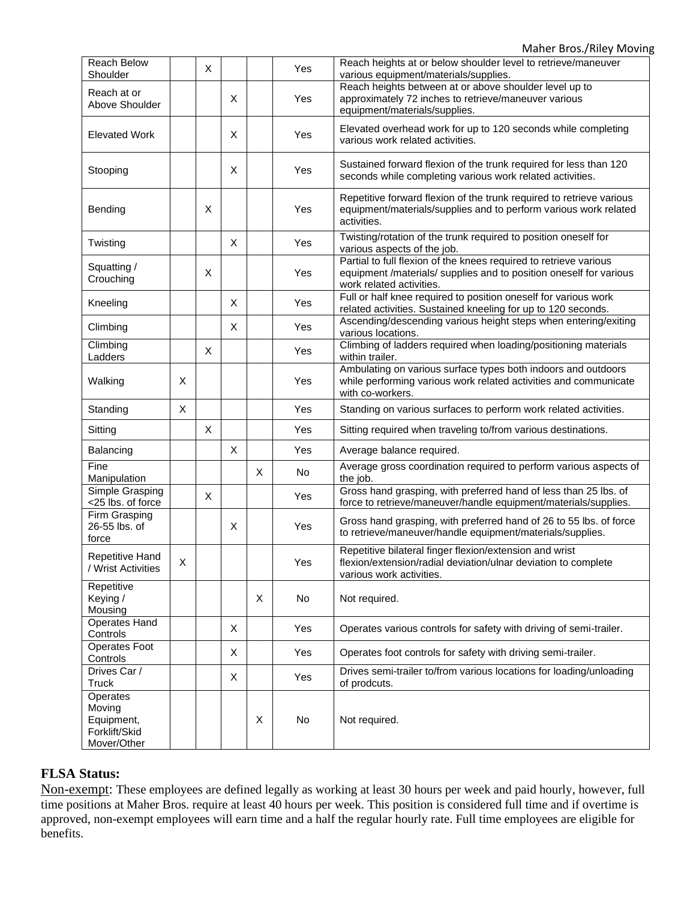| | | | | | | |
|---|---|---|---|---|---|---|
| Reach Below Shoulder | | X | | | Yes | Reach heights at or below shoulder level to retrieve/maneuver various equipment/materials/supplies. |
| Reach at or Above Shoulder | | | X | | Yes | Reach heights between at or above shoulder level up to approximately 72 inches to retrieve/maneuver various equipment/materials/supplies. |
| Elevated Work | | | X | | Yes | Elevated overhead work for up to 120 seconds while completing various work related activities. |
| Stooping | | | X | | Yes | Sustained forward flexion of the trunk required for less than 120 seconds while completing various work related activities. |
| Bending | | X | | | Yes | Repetitive forward flexion of the trunk required to retrieve various equipment/materials/supplies and to perform various work related activities. |
| Twisting | | | X | | Yes | Twisting/rotation of the trunk required to position oneself for various aspects of the job. |
| Squatting / Crouching | | X | | | Yes | Partial to full flexion of the knees required to retrieve various equipment /materials/ supplies and to position oneself for various work related activities. |
| Kneeling | | | X | | Yes | Full or half knee required to position oneself for various work related activities. Sustained kneeling for up to 120 seconds. |
| Climbing | | | X | | Yes | Ascending/descending various height steps when entering/exiting various locations. |
| Climbing Ladders | | X | | | Yes | Climbing of ladders required when loading/positioning materials within trailer. |
| Walking | X | | | | Yes | Ambulating on various surface types both indoors and outdoors while performing various work related activities and communicate with co-workers. |
| Standing | X | | | | Yes | Standing on various surfaces to perform work related activities. |
| Sitting | | X | | | Yes | Sitting required when traveling to/from various destinations. |
| Balancing | | | X | | Yes | Average balance required. |
| Fine Manipulation | | | | X | No | Average gross coordination required to perform various aspects of the job. |
| Simple Grasping <25 lbs. of force | | X | | | Yes | Gross hand grasping, with preferred hand of less than 25 lbs. of force to retrieve/maneuver/handle equipment/materials/supplies. |
| Firm Grasping 26-55 lbs. of force | | | X | | Yes | Gross hand grasping, with preferred hand of 26 to 55 lbs. of force to retrieve/maneuver/handle equipment/materials/supplies. |
| Repetitive Hand / Wrist Activities | X | | | | Yes | Repetitive bilateral finger flexion/extension and wrist flexion/extension/radial deviation/ulnar deviation to complete various work activities. |
| Repetitive Keying / Mousing | | | | X | No | Not required. |
| Operates Hand Controls | | | X | | Yes | Operates various controls for safety with driving of semi-trailer. |
| Operates Foot Controls | | | X | | Yes | Operates foot controls for safety with driving semi-trailer. |
| Drives Car / Truck | | | X | | Yes | Drives semi-trailer to/from various locations for loading/unloading of prodcuts. |
| Operates Moving Equipment, Forklift/Skid Mover/Other | | | | X | No | Not required. |

### FLSA Status:

Non-exempt: These employees are defined legally as working at least 30 hours per week and paid hourly, however, full time positions at Maher Bros. require at least 40 hours per week. This position is considered full time and if overtime is approved, non-exempt employees will earn time and a half the regular hourly rate. Full time employees are eligible for benefits.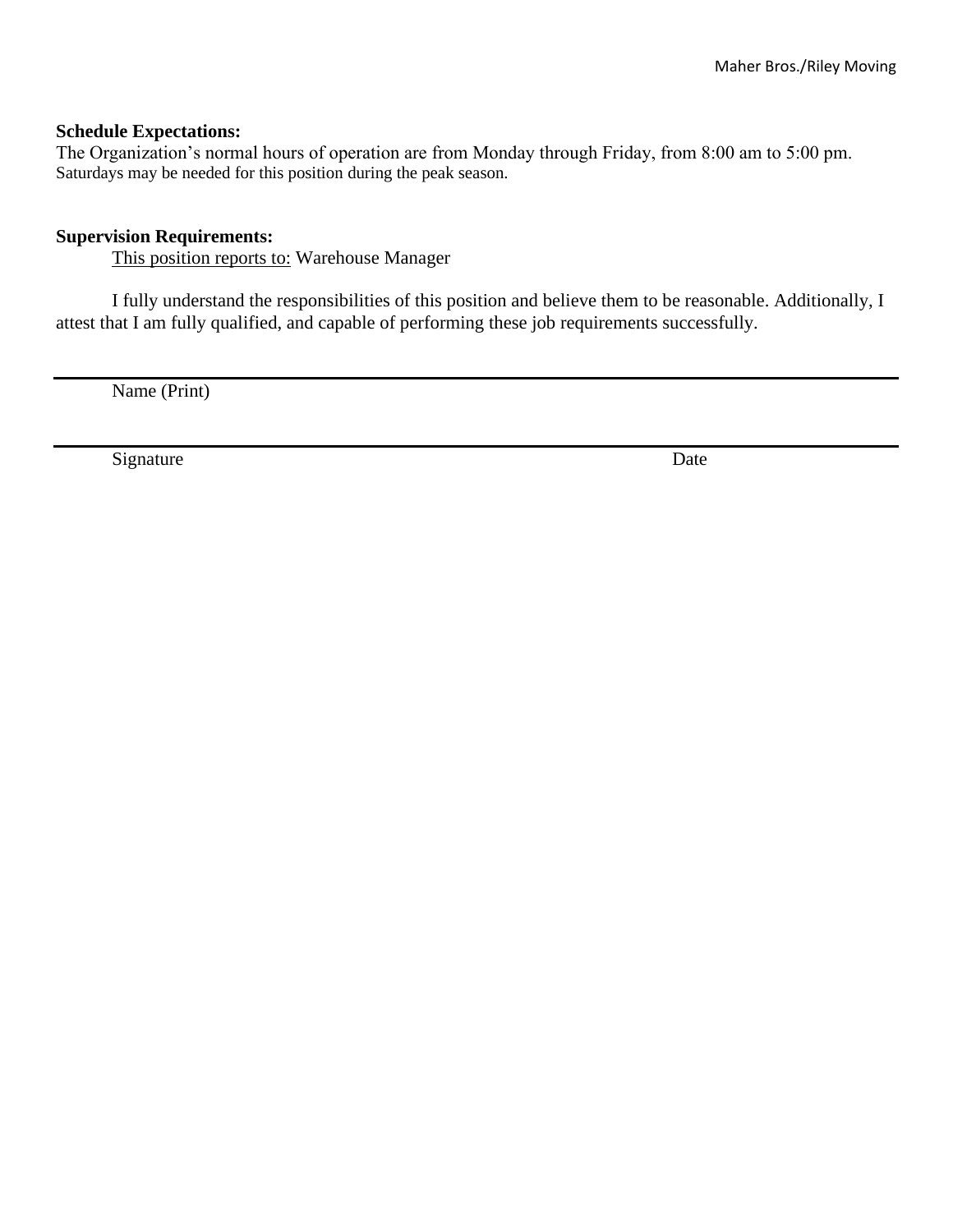**Schedule Expectations:**

The Organization's normal hours of operation are from Monday through Friday, from 8:00 am to 5:00 pm. Saturdays may be needed for this position during the peak season.

**Supervision Requirements:**

This position reports to: Warehouse Manager

I fully understand the responsibilities of this position and believe them to be reasonable. Additionally, I attest that I am fully qualified, and capable of performing these job requirements successfully.

---

Name (Print)

---

Signature                                                                                    Date